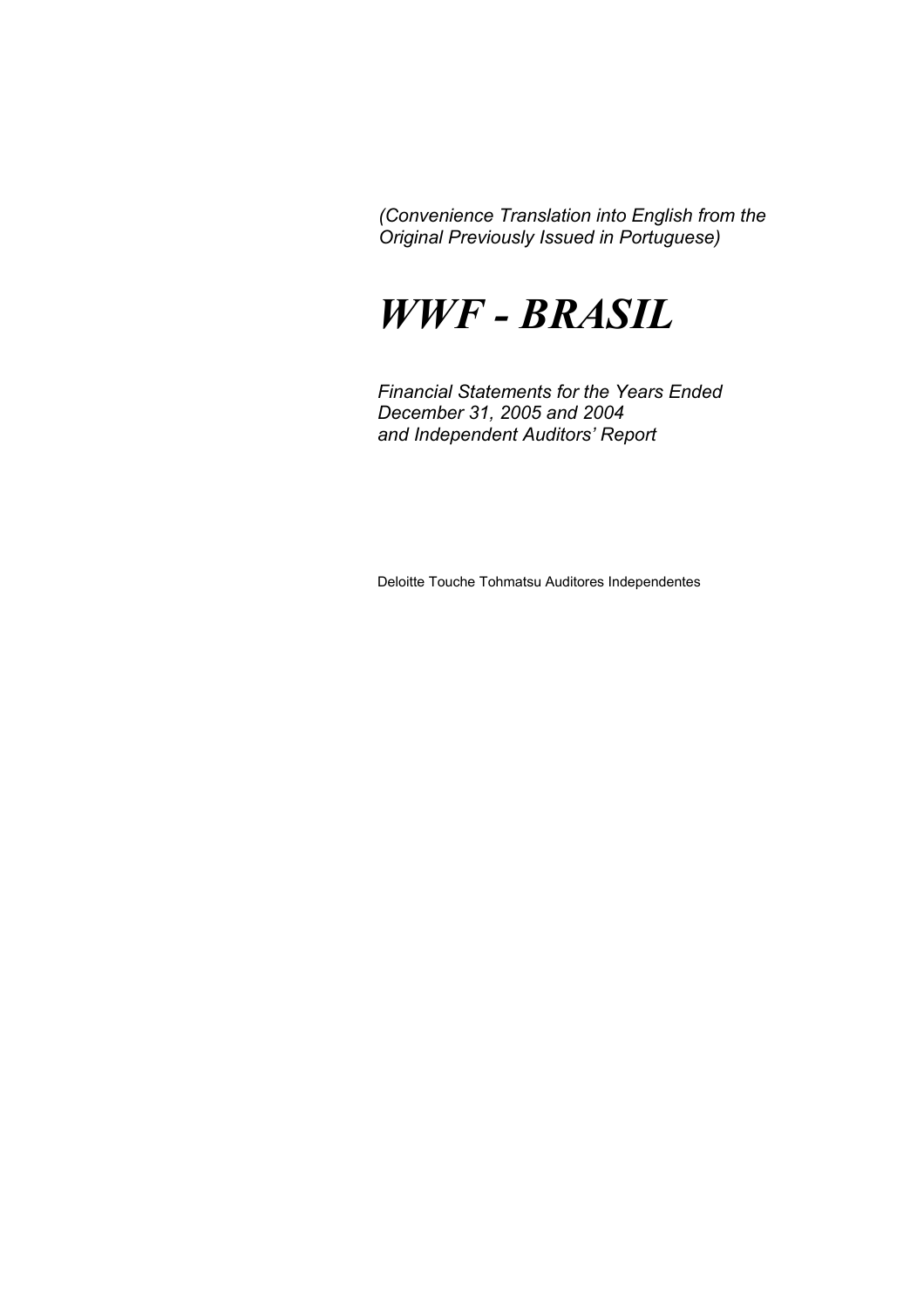*(Convenience Translation into English from the Original Previously Issued in Portuguese)*

# *WWF - BRASIL*

*Financial Statements for the Years Ended December 31, 2005 and 2004 and Independent Auditors' Report*

Deloitte Touche Tohmatsu Auditores Independentes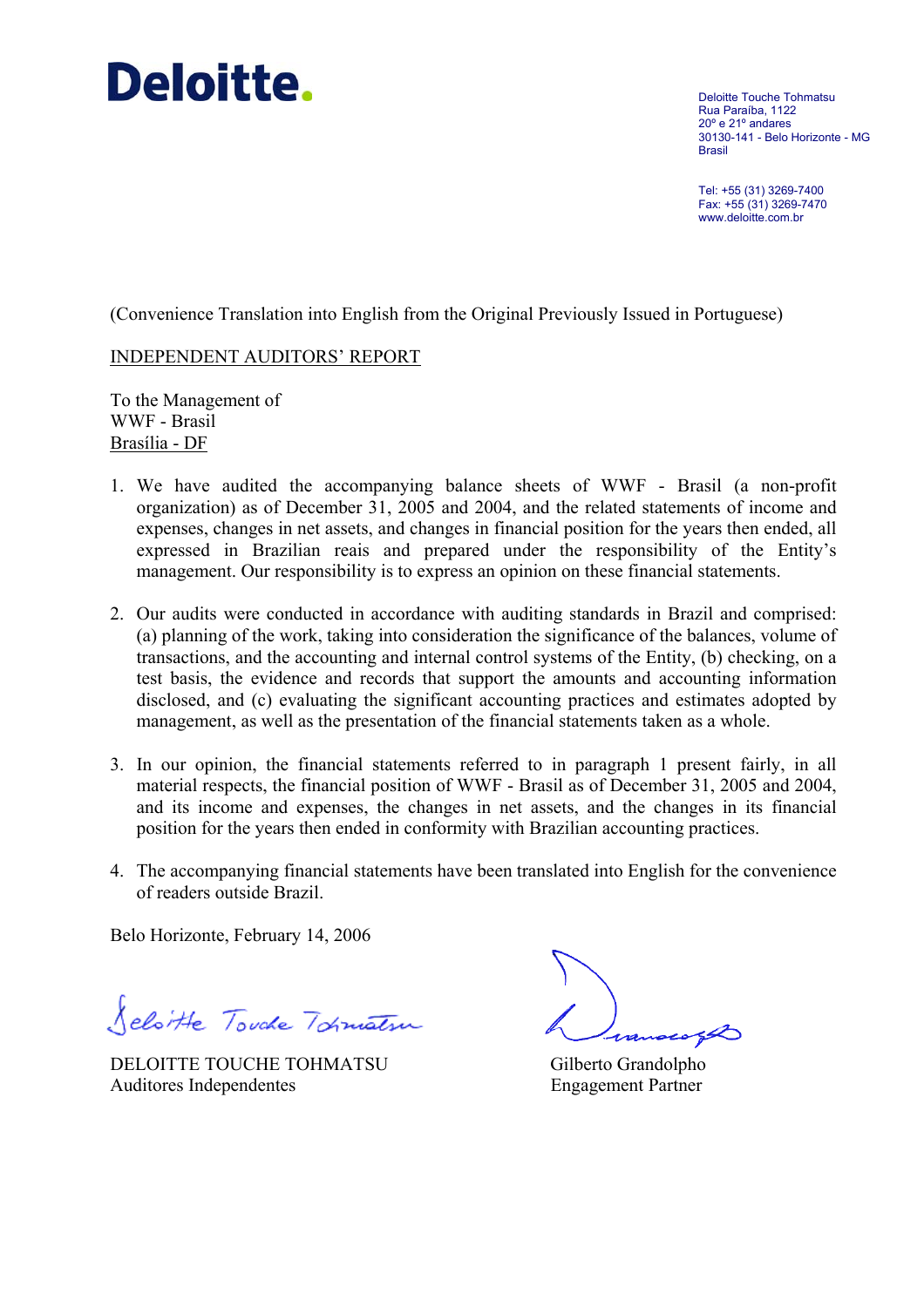**Deloitte.**

Deloitte Touche Tohmatsu
Rua Paraíba, 1122
20º e 21º andares
30130-141 - Belo Horizonte - MG
Brasil

Tel: +55 (31) 3269-7400
Fax: +55 (31) 3269-7470
www.deloitte.com.br

(Convenience Translation into English from the Original Previously Issued in Portuguese)

INDEPENDENT AUDITORS' REPORT

To the Management of
WWF - Brasil
Brasília - DF

1. We have audited the accompanying balance sheets of WWF - Brasil (a non-profit organization) as of December 31, 2005 and 2004, and the related statements of income and expenses, changes in net assets, and changes in financial position for the years then ended, all expressed in Brazilian reais and prepared under the responsibility of the Entity's management. Our responsibility is to express an opinion on these financial statements.

2. Our audits were conducted in accordance with auditing standards in Brazil and comprised: (a) planning of the work, taking into consideration the significance of the balances, volume of transactions, and the accounting and internal control systems of the Entity, (b) checking, on a test basis, the evidence and records that support the amounts and accounting information disclosed, and (c) evaluating the significant accounting practices and estimates adopted by management, as well as the presentation of the financial statements taken as a whole.

3. In our opinion, the financial statements referred to in paragraph 1 present fairly, in all material respects, the financial position of WWF - Brasil as of December 31, 2005 and 2004, and its income and expenses, the changes in net assets, and the changes in its financial position for the years then ended in conformity with Brazilian accounting practices.

4. The accompanying financial statements have been translated into English for the convenience of readers outside Brazil.

Belo Horizonte, February 14, 2006

DELOITTE TOUCHE TOHMATSU
Auditores Independentes

Gilberto Grandolpho
Engagement Partner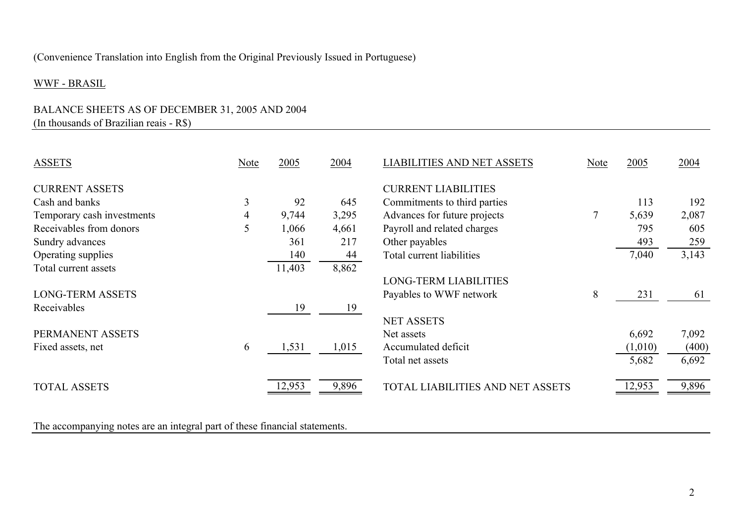(Convenience Translation into English from the Original Previously Issued in Portuguese)

WWF - BRASIL

BALANCE SHEETS AS OF DECEMBER 31, 2005 AND 2004
(In thousands of Brazilian reais - R$)

| ASSETS | Note | 2005 | 2004 | LIABILITIES AND NET ASSETS | Note | 2005 | 2004 |
|---|---|---|---|---|---|---|---|
| CURRENT ASSETS | | | | CURRENT LIABILITIES | | | |
| Cash and banks | 3 | 92 | 645 | Commitments to third parties | | 113 | 192 |
| Temporary cash investments | 4 | 9,744 | 3,295 | Advances for future projects | 7 | 5,639 | 2,087 |
| Receivables from donors | 5 | 1,066 | 4,661 | Payroll and related charges | | 795 | 605 |
| Sundry advances | | 361 | 217 | Other payables | | 493 | 259 |
| Operating supplies | | 140 | 44 | Total current liabilities | | 7,040 | 3,143 |
| Total current assets | | 11,403 | 8,862 | | | | |
| | | | | LONG-TERM LIABILITIES | | | |
| LONG-TERM ASSETS | | | | Payables to WWF network | 8 | 231 | 61 |
| Receivables | | 19 | 19 | | | | |
| | | | | NET ASSETS | | | |
| PERMANENT ASSETS | | | | Net assets | | 6,692 | 7,092 |
| Fixed assets, net | 6 | 1,531 | 1,015 | Accumulated deficit | | (1,010) | (400) |
| | | | | Total net assets | | 5,682 | 6,692 |
| TOTAL ASSETS | | 12,953 | 9,896 | TOTAL LIABILITIES AND NET ASSETS | | 12,953 | 9,896 |

The accompanying notes are an integral part of these financial statements.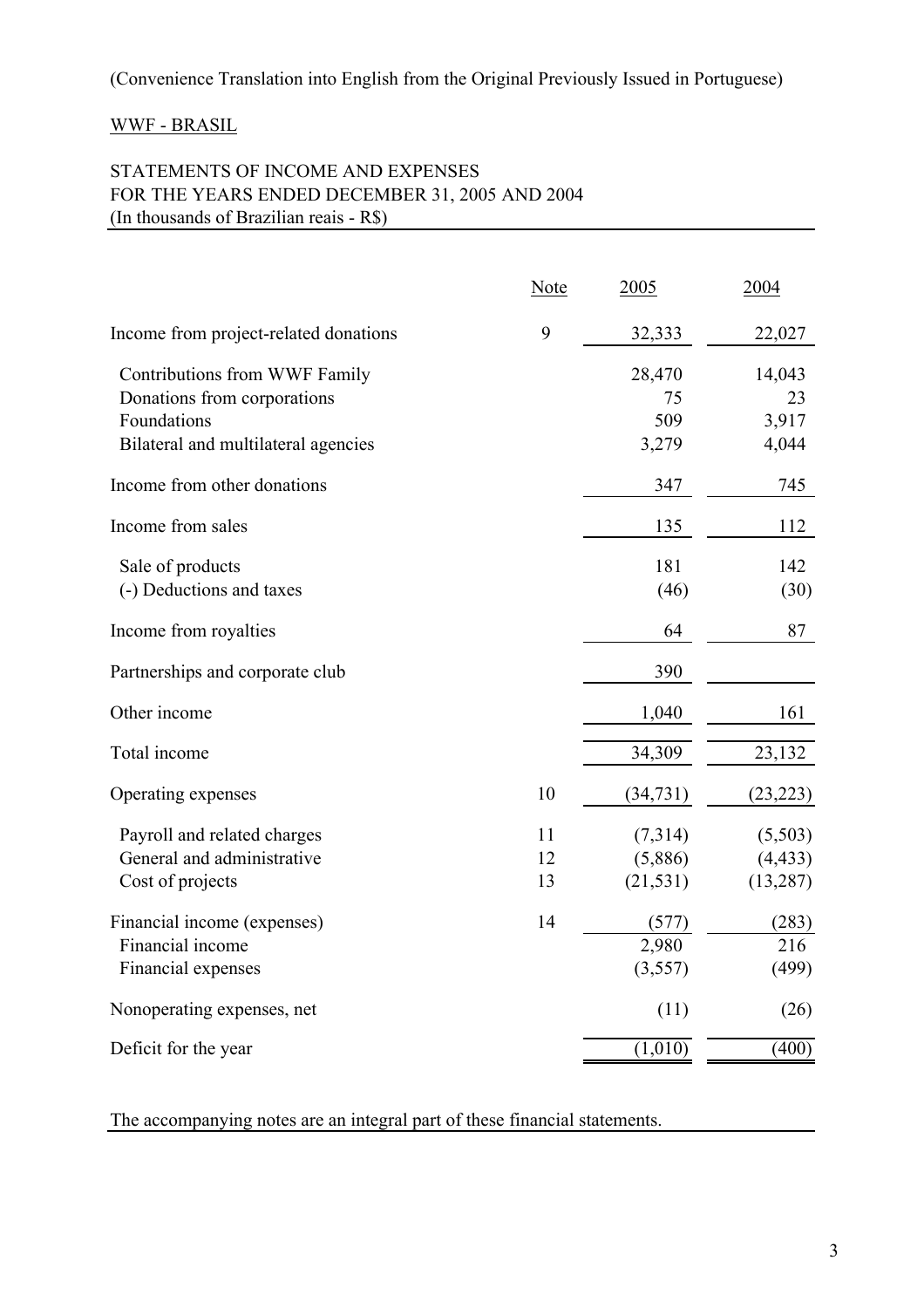(Convenience Translation into English from the Original Previously Issued in Portuguese)

WWF - BRASIL

STATEMENTS OF INCOME AND EXPENSES
FOR THE YEARS ENDED DECEMBER 31, 2005 AND 2004
(In thousands of Brazilian reais - R$)

| | Note | 2005 | 2004 |
|---|---|---|---|
| Income from project-related donations | 9 | 32,333 | 22,027 |
| Contributions from WWF Family | | 28,470 | 14,043 |
| Donations from corporations | | 75 | 23 |
| Foundations | | 509 | 3,917 |
| Bilateral and multilateral agencies | | 3,279 | 4,044 |
| Income from other donations | | 347 | 745 |
| Income from sales | | 135 | 112 |
| Sale of products | | 181 | 142 |
| (-) Deductions and taxes | | (46) | (30) |
| Income from royalties | | 64 | 87 |
| Partnerships and corporate club | | 390 | |
| Other income | | 1,040 | 161 |
| Total income | | 34,309 | 23,132 |
| Operating expenses | 10 | (34,731) | (23,223) |
| Payroll and related charges | 11 | (7,314) | (5,503) |
| General and administrative | 12 | (5,886) | (4,433) |
| Cost of projects | 13 | (21,531) | (13,287) |
| Financial income (expenses) | 14 | (577) | (283) |
| Financial income | | 2,980 | 216 |
| Financial expenses | | (3,557) | (499) |
| Nonoperating expenses, net | | (11) | (26) |
| Deficit for the year | | (1,010) | (400) |

The accompanying notes are an integral part of these financial statements.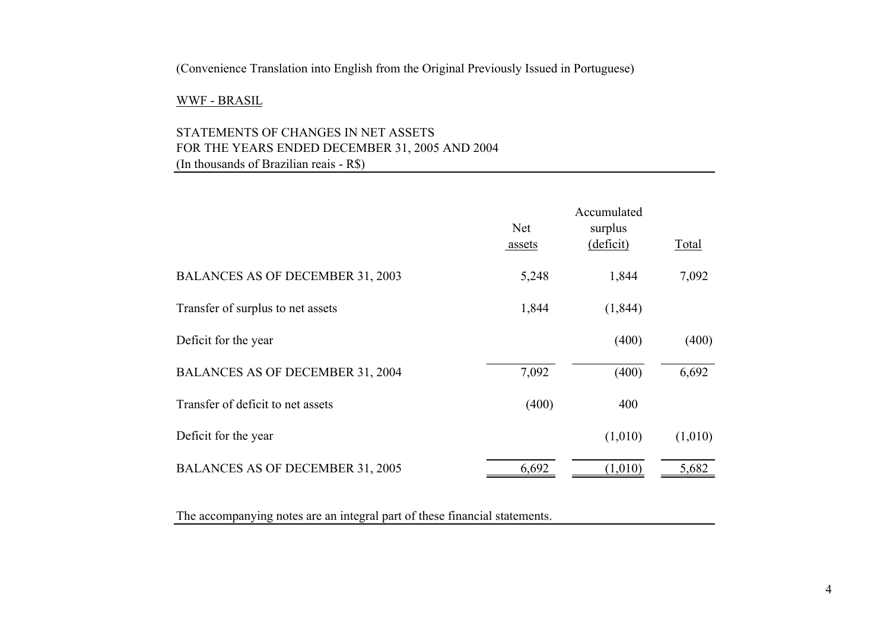(Convenience Translation into English from the Original Previously Issued in Portuguese)

WWF - BRASIL

STATEMENTS OF CHANGES IN NET ASSETS
FOR THE YEARS ENDED DECEMBER 31, 2005 AND 2004
(In thousands of Brazilian reais - R$)

| | Net assets | Accumulated surplus (deficit) | Total |
|---|---|---|---|
| BALANCES AS OF DECEMBER 31, 2003 | 5,248 | 1,844 | 7,092 |
| Transfer of surplus to net assets | 1,844 | (1,844) | |
| Deficit for the year | | (400) | (400) |
| BALANCES AS OF DECEMBER 31, 2004 | 7,092 | (400) | 6,692 |
| Transfer of deficit to net assets | (400) | 400 | |
| Deficit for the year | | (1,010) | (1,010) |
| BALANCES AS OF DECEMBER 31, 2005 | 6,692 | (1,010) | 5,682 |

The accompanying notes are an integral part of these financial statements.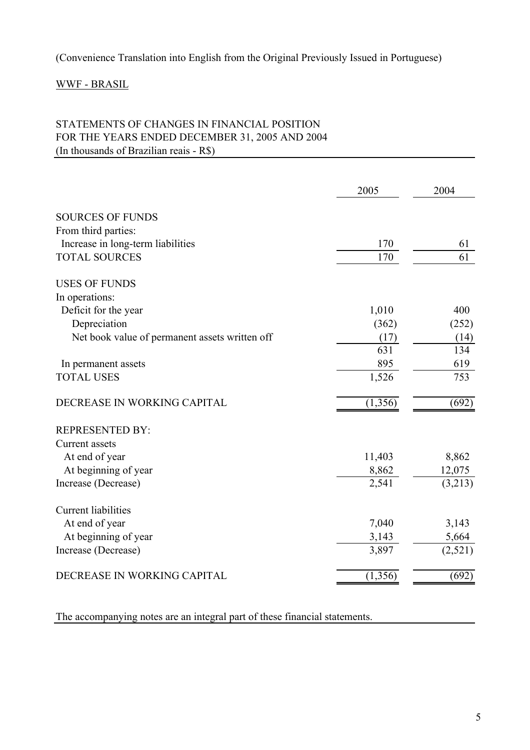(Convenience Translation into English from the Original Previously Issued in Portuguese)

WWF - BRASIL

STATEMENTS OF CHANGES IN FINANCIAL POSITION
FOR THE YEARS ENDED DECEMBER 31, 2005 AND 2004
(In thousands of Brazilian reais - R$)

| | 2005 | 2004 |
|---|---|---|
| SOURCES OF FUNDS | | |
| From third parties: | | |
| Increase in long-term liabilities | 170 | 61 |
| TOTAL SOURCES | 170 | 61 |
| | | |
| USES OF FUNDS | | |
| In operations: | | |
| Deficit for the year | 1,010 | 400 |
| Depreciation | (362) | (252) |
| Net book value of permanent assets written off | (17) | (14) |
| | 631 | 134 |
| In permanent assets | 895 | 619 |
| TOTAL USES | 1,526 | 753 |
| | | |
| DECREASE IN WORKING CAPITAL | (1,356) | (692) |
| | | |
| REPRESENTED BY: | | |
| Current assets | | |
| At end of year | 11,403 | 8,862 |
| At beginning of year | 8,862 | 12,075 |
| Increase (Decrease) | 2,541 | (3,213) |
| | | |
| Current liabilities | | |
| At end of year | 7,040 | 3,143 |
| At beginning of year | 3,143 | 5,664 |
| Increase (Decrease) | 3,897 | (2,521) |
| | | |
| DECREASE IN WORKING CAPITAL | (1,356) | (692) |

The accompanying notes are an integral part of these financial statements.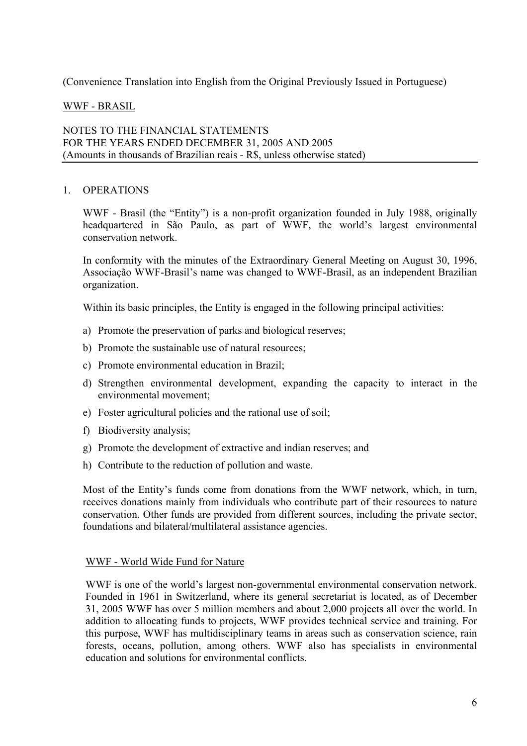(Convenience Translation into English from the Original Previously Issued in Portuguese)

WWF - BRASIL

NOTES TO THE FINANCIAL STATEMENTS
FOR THE YEARS ENDED DECEMBER 31, 2005 AND 2005
(Amounts in thousands of Brazilian reais - R$, unless otherwise stated)

## 1. OPERATIONS

WWF - Brasil (the "Entity") is a non-profit organization founded in July 1988, originally headquartered in São Paulo, as part of WWF, the world's largest environmental conservation network.

In conformity with the minutes of the Extraordinary General Meeting on August 30, 1996, Associação WWF-Brasil's name was changed to WWF-Brasil, as an independent Brazilian organization.

Within its basic principles, the Entity is engaged in the following principal activities:

a) Promote the preservation of parks and biological reserves;
b) Promote the sustainable use of natural resources;
c) Promote environmental education in Brazil;
d) Strengthen environmental development, expanding the capacity to interact in the environmental movement;
e) Foster agricultural policies and the rational use of soil;
f) Biodiversity analysis;
g) Promote the development of extractive and indian reserves; and
h) Contribute to the reduction of pollution and waste.

Most of the Entity's funds come from donations from the WWF network, which, in turn, receives donations mainly from individuals who contribute part of their resources to nature conservation. Other funds are provided from different sources, including the private sector, foundations and bilateral/multilateral assistance agencies.

### WWF - World Wide Fund for Nature

WWF is one of the world's largest non-governmental environmental conservation network. Founded in 1961 in Switzerland, where its general secretariat is located, as of December 31, 2005 WWF has over 5 million members and about 2,000 projects all over the world. In addition to allocating funds to projects, WWF provides technical service and training. For this purpose, WWF has multidisciplinary teams in areas such as conservation science, rain forests, oceans, pollution, among others. WWF also has specialists in environmental education and solutions for environmental conflicts.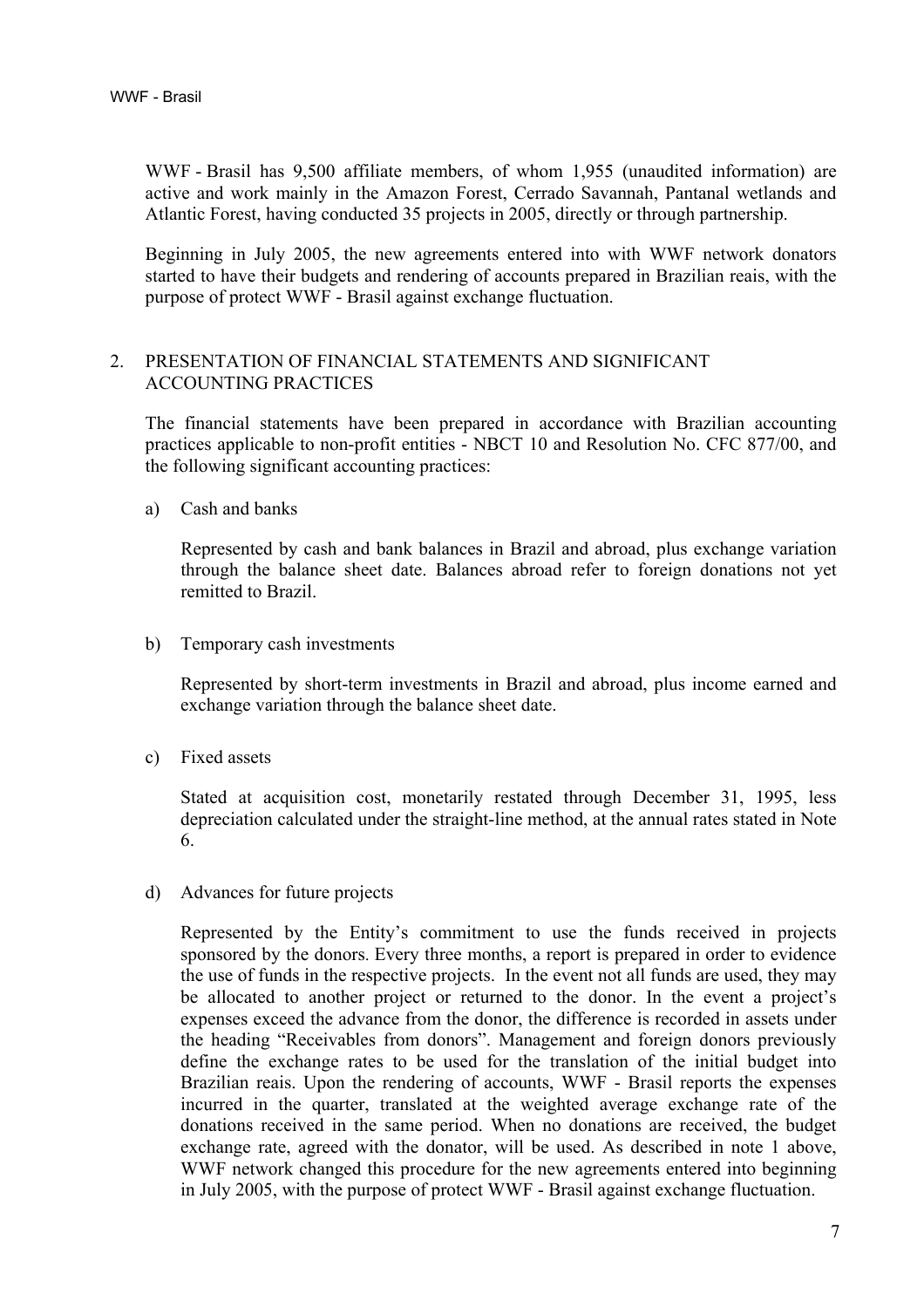WWF - Brasil has 9,500 affiliate members, of whom 1,955 (unaudited information) are active and work mainly in the Amazon Forest, Cerrado Savannah, Pantanal wetlands and Atlantic Forest, having conducted 35 projects in 2005, directly or through partnership.

Beginning in July 2005, the new agreements entered into with WWF network donators started to have their budgets and rendering of accounts prepared in Brazilian reais, with the purpose of protect WWF - Brasil against exchange fluctuation.

## 2. PRESENTATION OF FINANCIAL STATEMENTS AND SIGNIFICANT ACCOUNTING PRACTICES

The financial statements have been prepared in accordance with Brazilian accounting practices applicable to non-profit entities - NBCT 10 and Resolution No. CFC 877/00, and the following significant accounting practices:

a) Cash and banks

Represented by cash and bank balances in Brazil and abroad, plus exchange variation through the balance sheet date. Balances abroad refer to foreign donations not yet remitted to Brazil.

b) Temporary cash investments

Represented by short-term investments in Brazil and abroad, plus income earned and exchange variation through the balance sheet date.

c) Fixed assets

Stated at acquisition cost, monetarily restated through December 31, 1995, less depreciation calculated under the straight-line method, at the annual rates stated in Note 6.

d) Advances for future projects

Represented by the Entity's commitment to use the funds received in projects sponsored by the donors. Every three months, a report is prepared in order to evidence the use of funds in the respective projects. In the event not all funds are used, they may be allocated to another project or returned to the donor. In the event a project's expenses exceed the advance from the donor, the difference is recorded in assets under the heading "Receivables from donors". Management and foreign donors previously define the exchange rates to be used for the translation of the initial budget into Brazilian reais. Upon the rendering of accounts, WWF - Brasil reports the expenses incurred in the quarter, translated at the weighted average exchange rate of the donations received in the same period. When no donations are received, the budget exchange rate, agreed with the donator, will be used. As described in note 1 above, WWF network changed this procedure for the new agreements entered into beginning in July 2005, with the purpose of protect WWF - Brasil against exchange fluctuation.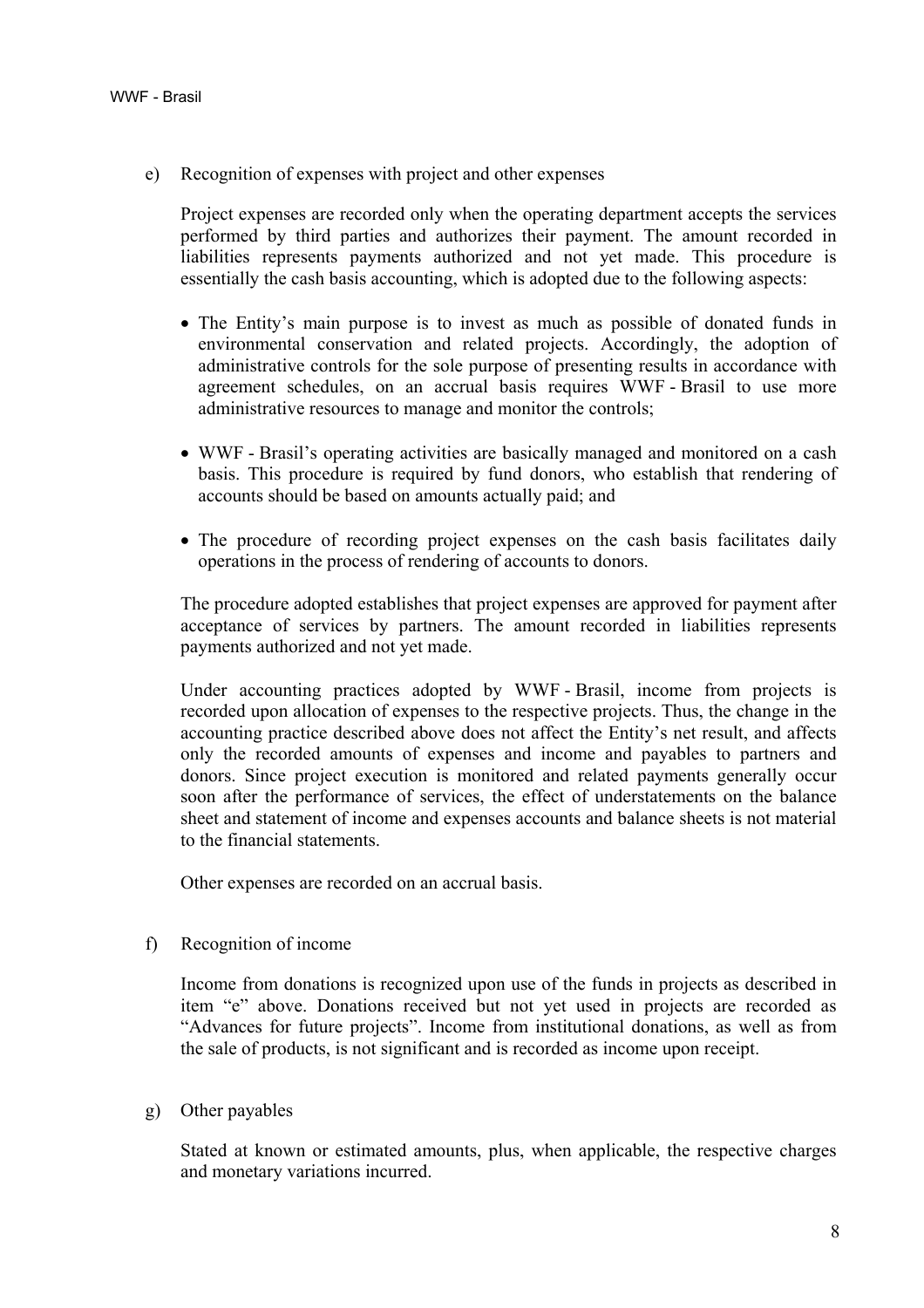e) Recognition of expenses with project and other expenses

Project expenses are recorded only when the operating department accepts the services performed by third parties and authorizes their payment. The amount recorded in liabilities represents payments authorized and not yet made. This procedure is essentially the cash basis accounting, which is adopted due to the following aspects:

- The Entity's main purpose is to invest as much as possible of donated funds in environmental conservation and related projects. Accordingly, the adoption of administrative controls for the sole purpose of presenting results in accordance with agreement schedules, on an accrual basis requires WWF - Brasil to use more administrative resources to manage and monitor the controls;

- WWF - Brasil's operating activities are basically managed and monitored on a cash basis. This procedure is required by fund donors, who establish that rendering of accounts should be based on amounts actually paid; and

- The procedure of recording project expenses on the cash basis facilitates daily operations in the process of rendering of accounts to donors.

The procedure adopted establishes that project expenses are approved for payment after acceptance of services by partners. The amount recorded in liabilities represents payments authorized and not yet made.

Under accounting practices adopted by WWF - Brasil, income from projects is recorded upon allocation of expenses to the respective projects. Thus, the change in the accounting practice described above does not affect the Entity's net result, and affects only the recorded amounts of expenses and income and payables to partners and donors. Since project execution is monitored and related payments generally occur soon after the performance of services, the effect of understatements on the balance sheet and statement of income and expenses accounts and balance sheets is not material to the financial statements.

Other expenses are recorded on an accrual basis.

f) Recognition of income

Income from donations is recognized upon use of the funds in projects as described in item "e" above. Donations received but not yet used in projects are recorded as "Advances for future projects". Income from institutional donations, as well as from the sale of products, is not significant and is recorded as income upon receipt.

g) Other payables

Stated at known or estimated amounts, plus, when applicable, the respective charges and monetary variations incurred.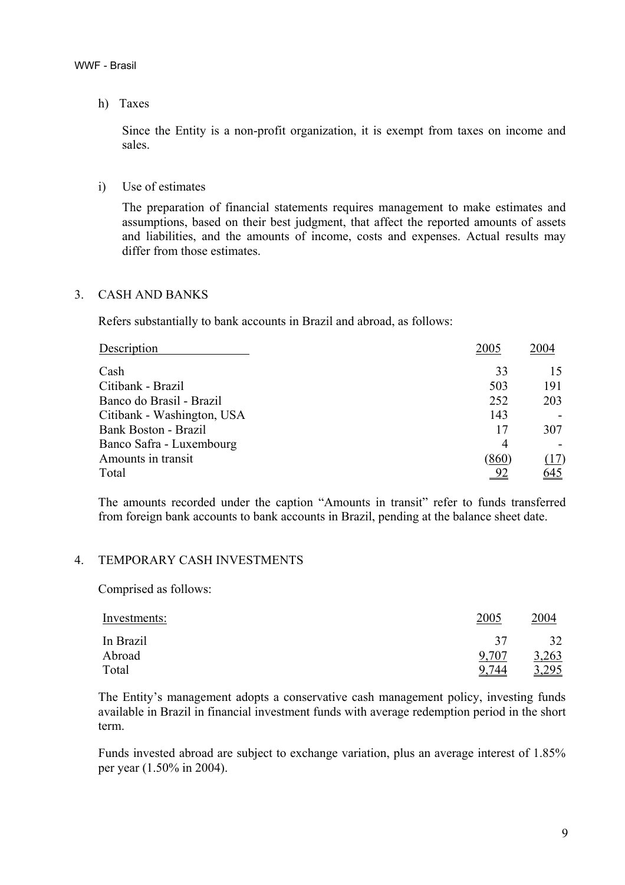h) Taxes

Since the Entity is a non-profit organization, it is exempt from taxes on income and sales.

i) Use of estimates

The preparation of financial statements requires management to make estimates and assumptions, based on their best judgment, that affect the reported amounts of assets and liabilities, and the amounts of income, costs and expenses. Actual results may differ from those estimates.

## 3. CASH AND BANKS

Refers substantially to bank accounts in Brazil and abroad, as follows:

| Description | 2005 | 2004 |
|---|---|---|
| Cash | 33 | 15 |
| Citibank - Brazil | 503 | 191 |
| Banco do Brasil - Brazil | 252 | 203 |
| Citibank - Washington, USA | 143 | - |
| Bank Boston - Brazil | 17 | 307 |
| Banco Safra - Luxembourg | 4 | - |
| Amounts in transit | (860) | (17) |
| Total | 92 | 645 |

The amounts recorded under the caption "Amounts in transit" refer to funds transferred from foreign bank accounts to bank accounts in Brazil, pending at the balance sheet date.

## 4. TEMPORARY CASH INVESTMENTS

Comprised as follows:

| Investments: | 2005 | 2004 |
|---|---|---|
| In Brazil | 37 | 32 |
| Abroad | 9,707 | 3,263 |
| Total | 9,744 | 3,295 |

The Entity's management adopts a conservative cash management policy, investing funds available in Brazil in financial investment funds with average redemption period in the short term.

Funds invested abroad are subject to exchange variation, plus an average interest of 1.85% per year (1.50% in 2004).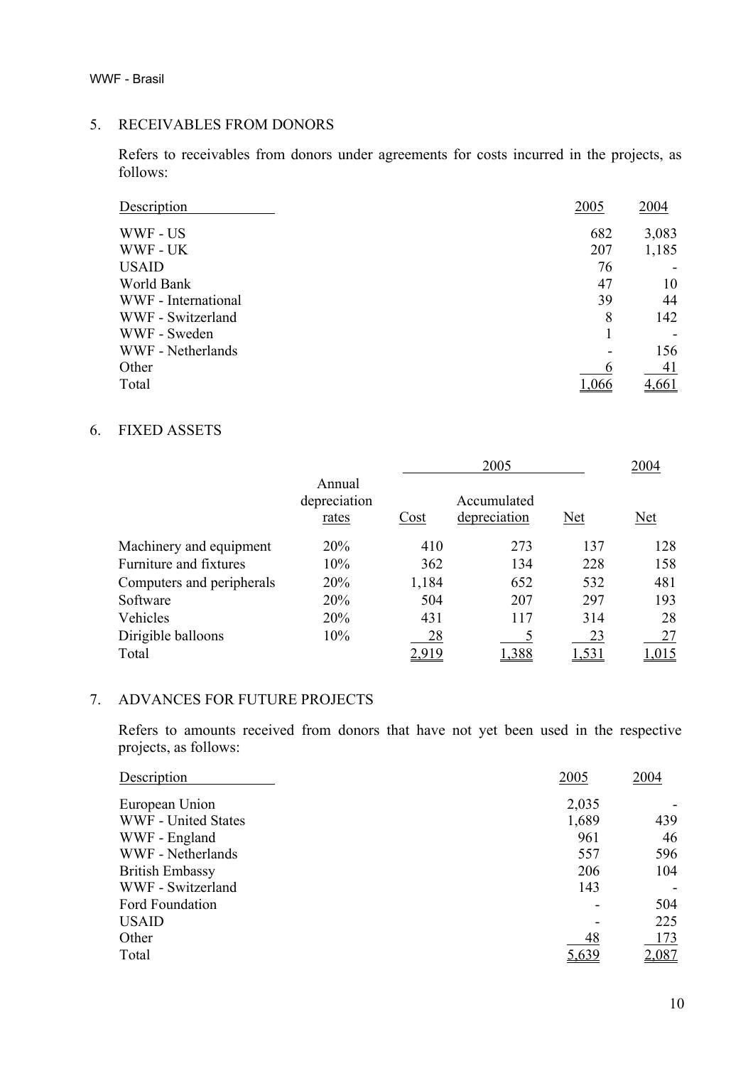## 5. RECEIVABLES FROM DONORS

Refers to receivables from donors under agreements for costs incurred in the projects, as follows:

| Description | 2005 | 2004 |
|---|---|---|
| WWF - US | 682 | 3,083 |
| WWF - UK | 207 | 1,185 |
| USAID | 76 | - |
| World Bank | 47 | 10 |
| WWF - International | 39 | 44 |
| WWF - Switzerland | 8 | 142 |
| WWF - Sweden | 1 | - |
| WWF - Netherlands | - | 156 |
| Other | 6 | 41 |
| Total | 1,066 | 4,661 |

## 6. FIXED ASSETS

| | Annual depreciation rates | 2005 | | | 2004 |
|---|---|---|---|---|---|
| | | Cost | Accumulated depreciation | Net | Net |
| Machinery and equipment | 20% | 410 | 273 | 137 | 128 |
| Furniture and fixtures | 10% | 362 | 134 | 228 | 158 |
| Computers and peripherals | 20% | 1,184 | 652 | 532 | 481 |
| Software | 20% | 504 | 207 | 297 | 193 |
| Vehicles | 20% | 431 | 117 | 314 | 28 |
| Dirigible balloons | 10% | 28 | 5 | 23 | 27 |
| Total | | 2,919 | 1,388 | 1,531 | 1,015 |

## 7. ADVANCES FOR FUTURE PROJECTS

Refers to amounts received from donors that have not yet been used in the respective projects, as follows:

| Description | 2005 | 2004 |
|---|---|---|
| European Union | 2,035 | - |
| WWF - United States | 1,689 | 439 |
| WWF - England | 961 | 46 |
| WWF - Netherlands | 557 | 596 |
| British Embassy | 206 | 104 |
| WWF - Switzerland | 143 | - |
| Ford Foundation | - | 504 |
| USAID | - | 225 |
| Other | 48 | 173 |
| Total | 5,639 | 2,087 |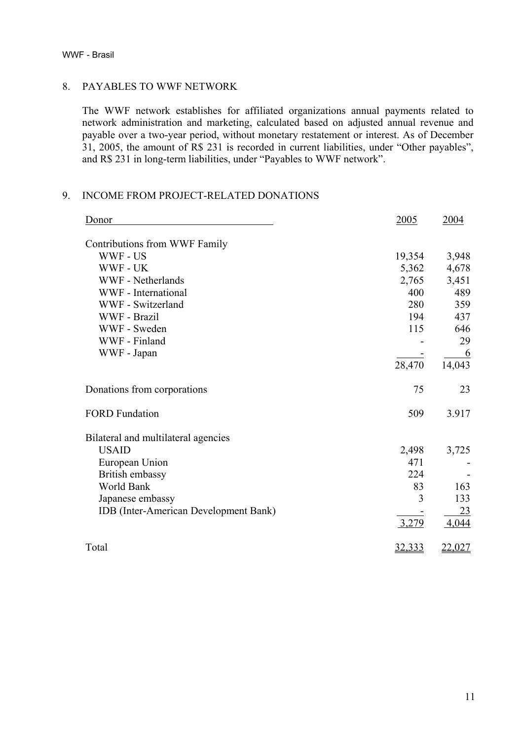## 8. PAYABLES TO WWF NETWORK

The WWF network establishes for affiliated organizations annual payments related to network administration and marketing, calculated based on adjusted annual revenue and payable over a two-year period, without monetary restatement or interest. As of December 31, 2005, the amount of R$ 231 is recorded in current liabilities, under "Other payables", and R$ 231 in long-term liabilities, under "Payables to WWF network".

## 9. INCOME FROM PROJECT-RELATED DONATIONS

| Donor | 2005 | 2004 |
|---|---|---|
| Contributions from WWF Family | | |
| WWF - US | 19,354 | 3,948 |
| WWF - UK | 5,362 | 4,678 |
| WWF - Netherlands | 2,765 | 3,451 |
| WWF - International | 400 | 489 |
| WWF - Switzerland | 280 | 359 |
| WWF - Brazil | 194 | 437 |
| WWF - Sweden | 115 | 646 |
| WWF - Finland | - | 29 |
| WWF - Japan | - | 6 |
| | 28,470 | 14,043 |
| Donations from corporations | 75 | 23 |
| FORD Fundation | 509 | 3.917 |
| Bilateral and multilateral agencies | | |
| USAID | 2,498 | 3,725 |
| European Union | 471 | - |
| British embassy | 224 | - |
| World Bank | 83 | 163 |
| Japanese embassy | 3 | 133 |
| IDB (Inter-American Development Bank) | - | 23 |
| | 3,279 | 4,044 |
| Total | 32,333 | 22,027 |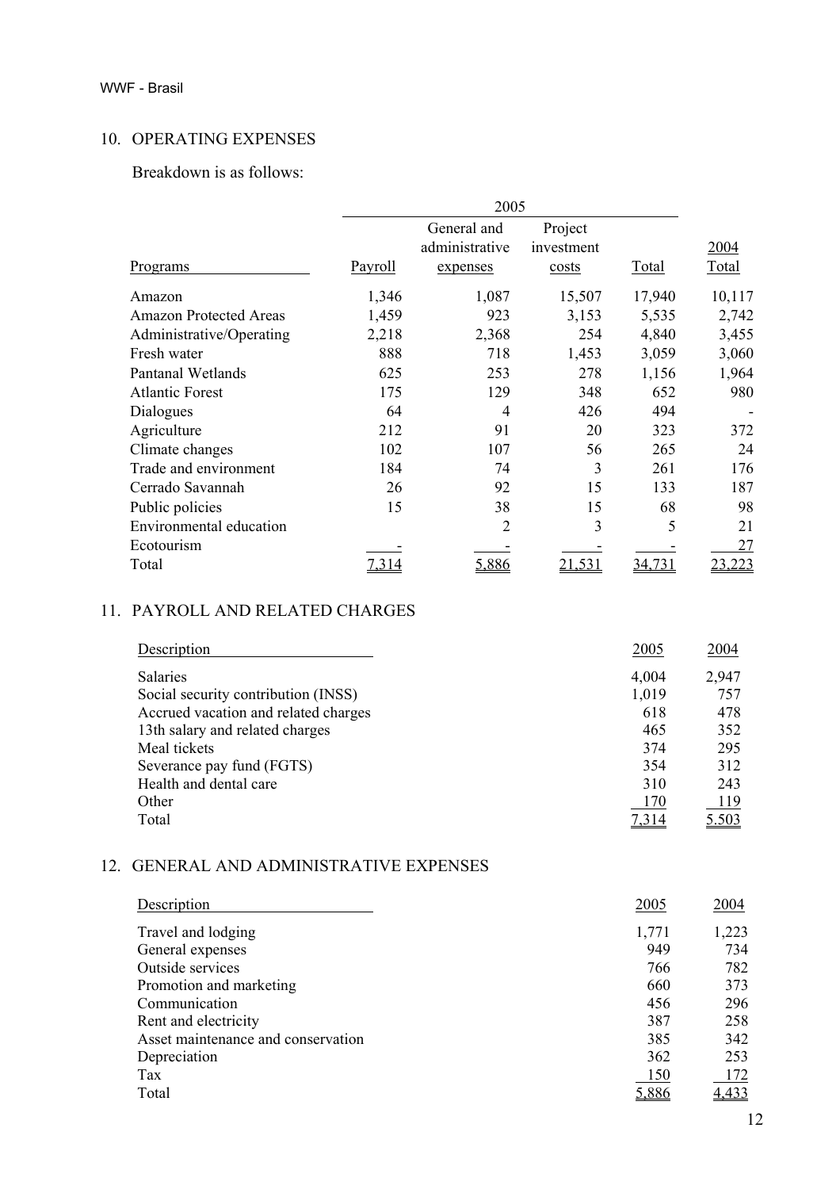## 10. OPERATING EXPENSES

Breakdown is as follows:

| | 2005 | | | | |
|---|---|---|---|---|---|
| Programs | Payroll | General and administrative expenses | Project investment costs | Total | 2004 Total |
| Amazon | 1,346 | 1,087 | 15,507 | 17,940 | 10,117 |
| Amazon Protected Areas | 1,459 | 923 | 3,153 | 5,535 | 2,742 |
| Administrative/Operating | 2,218 | 2,368 | 254 | 4,840 | 3,455 |
| Fresh water | 888 | 718 | 1,453 | 3,059 | 3,060 |
| Pantanal Wetlands | 625 | 253 | 278 | 1,156 | 1,964 |
| Atlantic Forest | 175 | 129 | 348 | 652 | 980 |
| Dialogues | 64 | 4 | 426 | 494 | - |
| Agriculture | 212 | 91 | 20 | 323 | 372 |
| Climate changes | 102 | 107 | 56 | 265 | 24 |
| Trade and environment | 184 | 74 | 3 | 261 | 176 |
| Cerrado Savannah | 26 | 92 | 15 | 133 | 187 |
| Public policies | 15 | 38 | 15 | 68 | 98 |
| Environmental education | | 2 | 3 | 5 | 21 |
| Ecotourism | - | - | - | - | 27 |
| Total | 7,314 | 5,886 | 21,531 | 34,731 | 23,223 |

## 11. PAYROLL AND RELATED CHARGES

| Description | 2005 | 2004 |
|---|---|---|
| Salaries | 4,004 | 2,947 |
| Social security contribution (INSS) | 1,019 | 757 |
| Accrued vacation and related charges | 618 | 478 |
| 13th salary and related charges | 465 | 352 |
| Meal tickets | 374 | 295 |
| Severance pay fund (FGTS) | 354 | 312 |
| Health and dental care | 310 | 243 |
| Other | 170 | 119 |
| Total | 7,314 | 5.503 |

## 12. GENERAL AND ADMINISTRATIVE EXPENSES

| Description | 2005 | 2004 |
|---|---|---|
| Travel and lodging | 1,771 | 1,223 |
| General expenses | 949 | 734 |
| Outside services | 766 | 782 |
| Promotion and marketing | 660 | 373 |
| Communication | 456 | 296 |
| Rent and electricity | 387 | 258 |
| Asset maintenance and conservation | 385 | 342 |
| Depreciation | 362 | 253 |
| Tax | 150 | 172 |
| Total | 5,886 | 4,433 |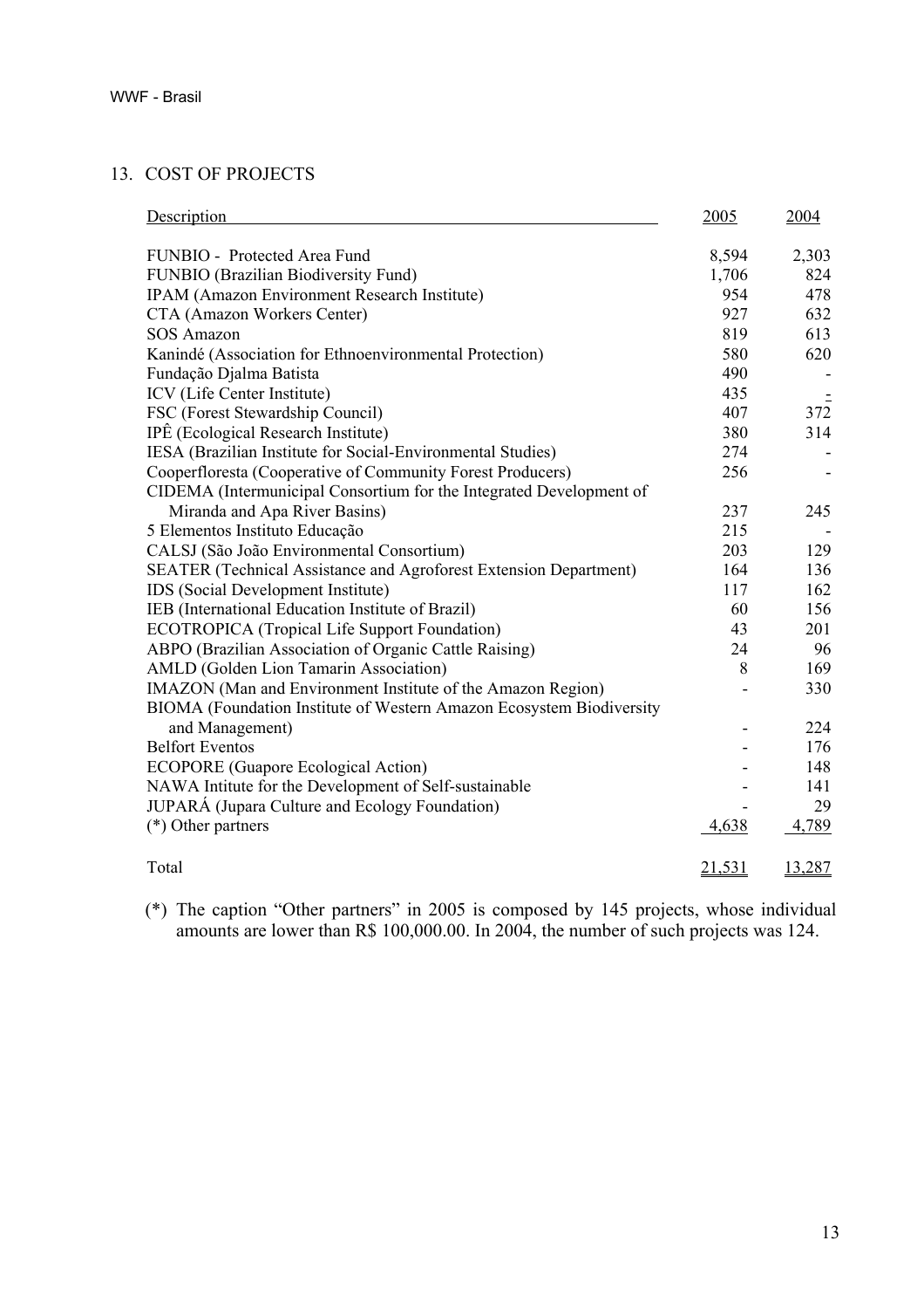## 13. COST OF PROJECTS

| Description | 2005 | 2004 |
|---|---|---|
| FUNBIO - Protected Area Fund | 8,594 | 2,303 |
| FUNBIO (Brazilian Biodiversity Fund) | 1,706 | 824 |
| IPAM (Amazon Environment Research Institute) | 954 | 478 |
| CTA (Amazon Workers Center) | 927 | 632 |
| SOS Amazon | 819 | 613 |
| Kanindé (Association for Ethnoenvironmental Protection) | 580 | 620 |
| Fundação Djalma Batista | 490 | - |
| ICV (Life Center Institute) | 435 | - |
| FSC (Forest Stewardship Council) | 407 | 372 |
| IPÊ (Ecological Research Institute) | 380 | 314 |
| IESA (Brazilian Institute for Social-Environmental Studies) | 274 | - |
| Cooperfloresta (Cooperative of Community Forest Producers) | 256 | - |
| CIDEMA (Intermunicipal Consortium for the Integrated Development of Miranda and Apa River Basins) | 237 | 245 |
| 5 Elementos Instituto Educação | 215 | - |
| CALSJ (São João Environmental Consortium) | 203 | 129 |
| SEATER (Technical Assistance and Agroforest Extension Department) | 164 | 136 |
| IDS (Social Development Institute) | 117 | 162 |
| IEB (International Education Institute of Brazil) | 60 | 156 |
| ECOTROPICA (Tropical Life Support Foundation) | 43 | 201 |
| ABPO (Brazilian Association of Organic Cattle Raising) | 24 | 96 |
| AMLD (Golden Lion Tamarin Association) | 8 | 169 |
| IMAZON (Man and Environment Institute of the Amazon Region) | - | 330 |
| BIOMA (Foundation Institute of Western Amazon Ecosystem Biodiversity and Management) | - | 224 |
| Belfort Eventos | - | 176 |
| ECOPORE (Guapore Ecological Action) | - | 148 |
| NAWA Intitute for the Development of Self-sustainable | - | 141 |
| JUPARÁ (Jupara Culture and Ecology Foundation) | - | 29 |
| (*) Other partners | 4,638 | 4,789 |
| Total | 21,531 | 13,287 |

(*) The caption "Other partners" in 2005 is composed by 145 projects, whose individual amounts are lower than R$ 100,000.00. In 2004, the number of such projects was 124.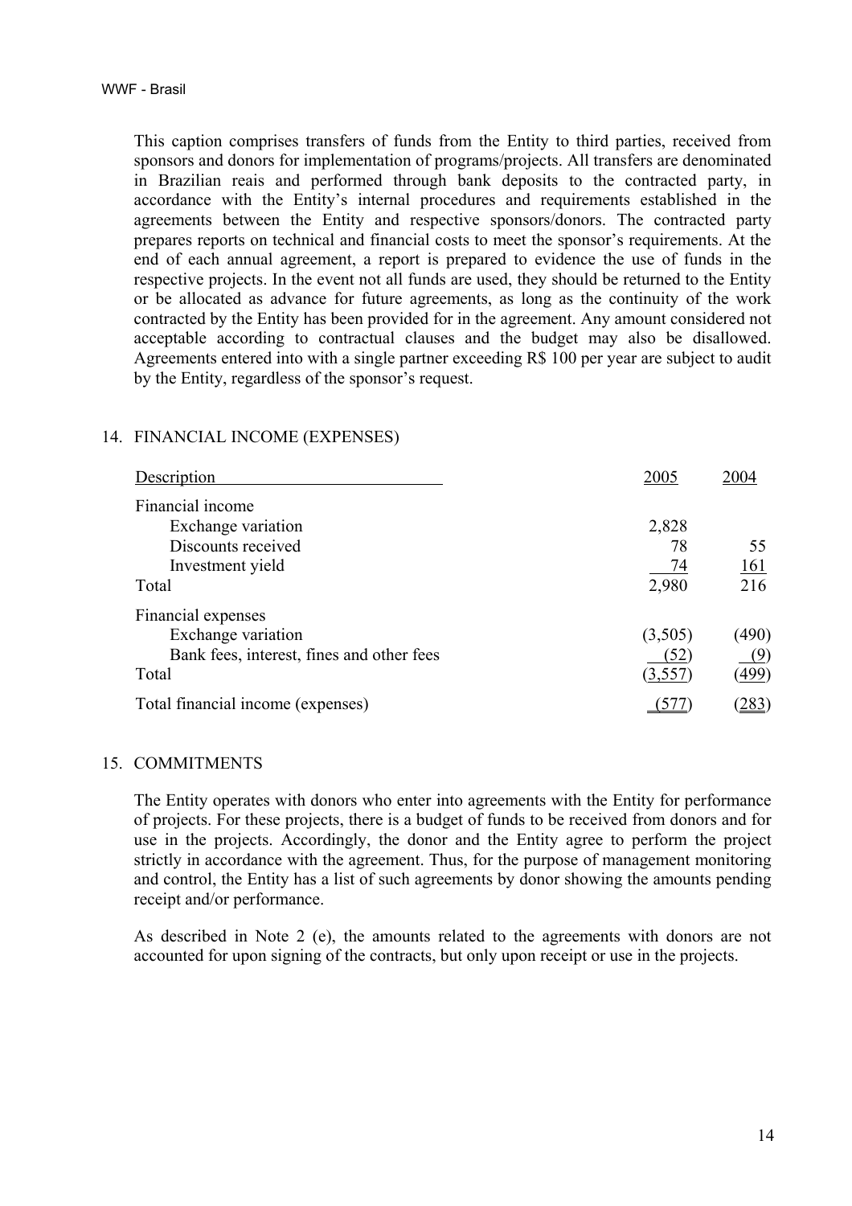This caption comprises transfers of funds from the Entity to third parties, received from sponsors and donors for implementation of programs/projects. All transfers are denominated in Brazilian reais and performed through bank deposits to the contracted party, in accordance with the Entity's internal procedures and requirements established in the agreements between the Entity and respective sponsors/donors. The contracted party prepares reports on technical and financial costs to meet the sponsor's requirements. At the end of each annual agreement, a report is prepared to evidence the use of funds in the respective projects. In the event not all funds are used, they should be returned to the Entity or be allocated as advance for future agreements, as long as the continuity of the work contracted by the Entity has been provided for in the agreement. Any amount considered not acceptable according to contractual clauses and the budget may also be disallowed. Agreements entered into with a single partner exceeding R$ 100 per year are subject to audit by the Entity, regardless of the sponsor's request.

## 14. FINANCIAL INCOME (EXPENSES)

| Description | 2005 | 2004 |
|---|---|---|
| Financial income | | |
| Exchange variation | 2,828 | |
| Discounts received | 78 | 55 |
| Investment yield | 74 | 161 |
| Total | 2,980 | 216 |
| Financial expenses | | |
| Exchange variation | (3,505) | (490) |
| Bank fees, interest, fines and other fees | (52) | (9) |
| Total | (3,557) | (499) |
| Total financial income (expenses) | (577) | (283) |

## 15. COMMITMENTS

The Entity operates with donors who enter into agreements with the Entity for performance of projects. For these projects, there is a budget of funds to be received from donors and for use in the projects. Accordingly, the donor and the Entity agree to perform the project strictly in accordance with the agreement. Thus, for the purpose of management monitoring and control, the Entity has a list of such agreements by donor showing the amounts pending receipt and/or performance.

As described in Note 2 (e), the amounts related to the agreements with donors are not accounted for upon signing of the contracts, but only upon receipt or use in the projects.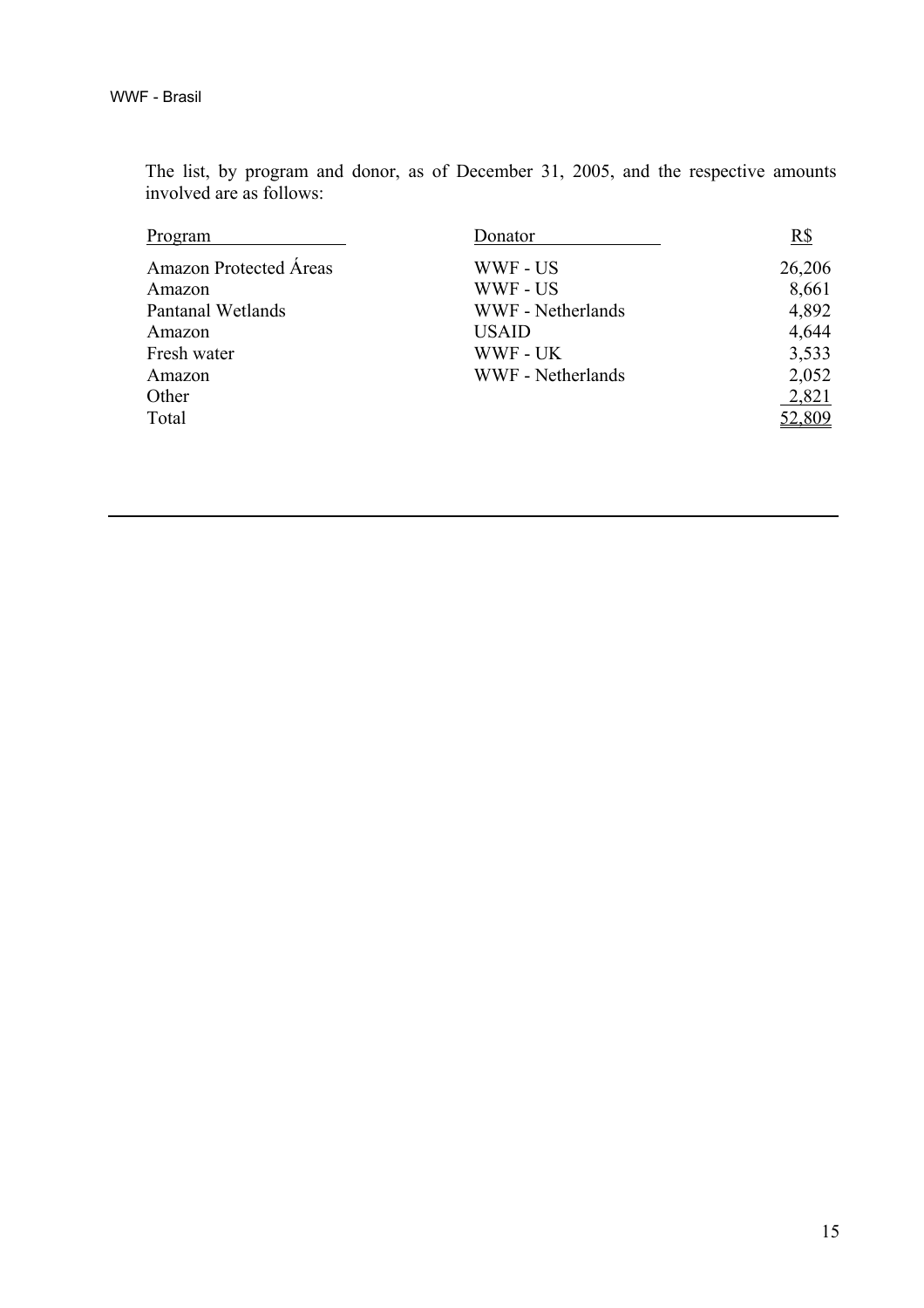The list, by program and donor, as of December 31, 2005, and the respective amounts involved are as follows:

| Program | Donator | R$ |
|---|---|---|
| Amazon Protected Áreas | WWF - US | 26,206 |
| Amazon | WWF - US | 8,661 |
| Pantanal Wetlands | WWF - Netherlands | 4,892 |
| Amazon | USAID | 4,644 |
| Fresh water | WWF - UK | 3,533 |
| Amazon | WWF - Netherlands | 2,052 |
| Other | | 2,821 |
| Total | | 52,809 |